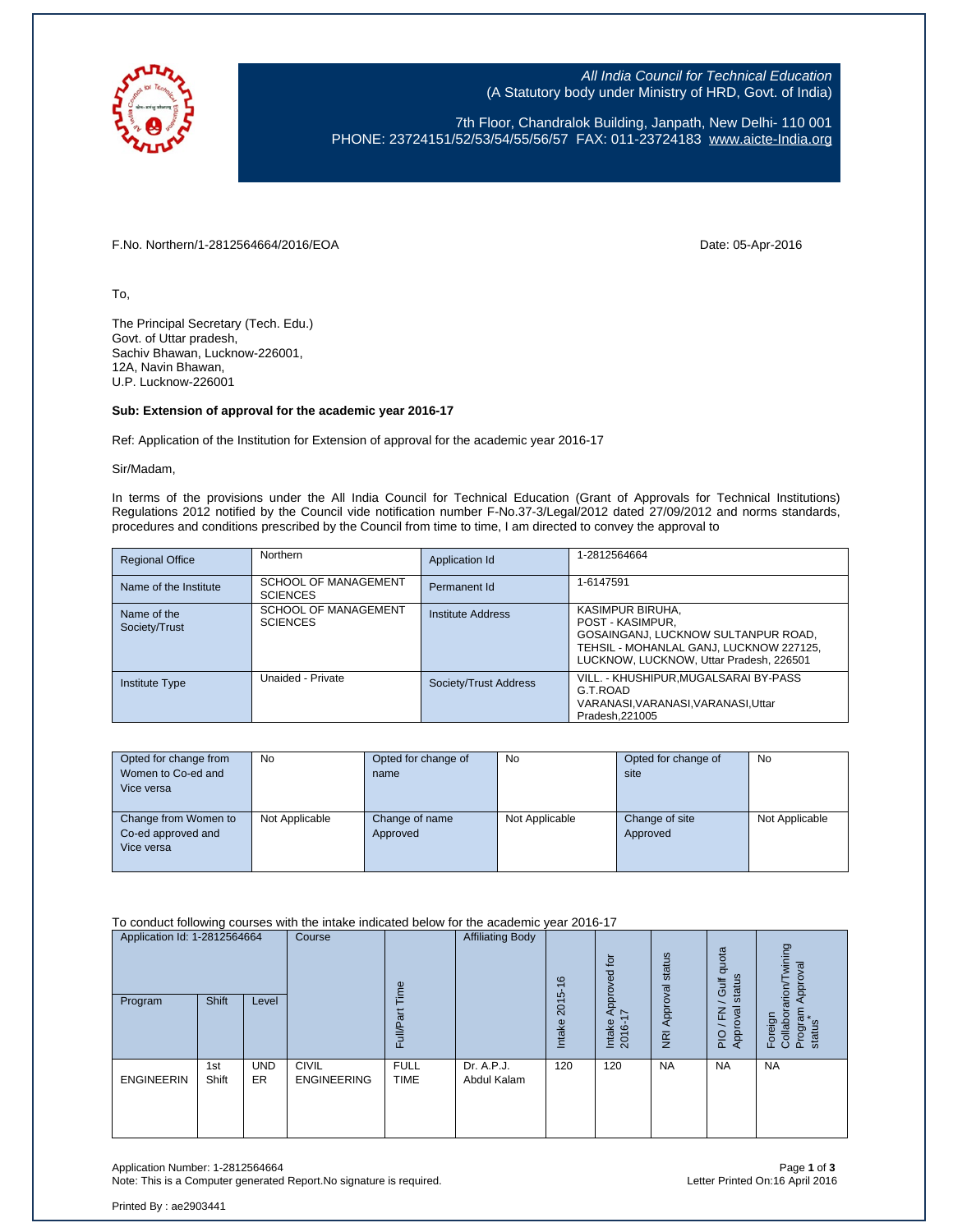*All India Council for Technical Education*
(A Statutory body under Ministry of HRD, Govt. of India)

7th Floor, Chandralok Building, Janpath, New Delhi- 110 001
PHONE: 23724151/52/53/54/55/56/57 FAX: 011-23724183 www.aicte-India.org

F.No. Northern/1-2812564664/2016/EOA

Date: 05-Apr-2016

To,

The Principal Secretary (Tech. Edu.)
Govt. of Uttar pradesh,
Sachiv Bhawan, Lucknow-226001,
12A, Navin Bhawan,
U.P. Lucknow-226001

**Sub: Extension of approval for the academic year 2016-17**

Ref: Application of the Institution for Extension of approval for the academic year 2016-17

Sir/Madam,

In terms of the provisions under the All India Council for Technical Education (Grant of Approvals for Technical Institutions) Regulations 2012 notified by the Council vide notification number F-No.37-3/Legal/2012 dated 27/09/2012 and norms standards, procedures and conditions prescribed by the Council from time to time, I am directed to convey the approval to

| Regional Office | Northern | Application Id | 1-2812564664 |
|---|---|---|---|
| Name of the Institute | SCHOOL OF MANAGEMENT SCIENCES | Permanent Id | 1-6147591 |
| Name of the Society/Trust | SCHOOL OF MANAGEMENT SCIENCES | Institute Address | KASIMPUR BIRUHA, POST - KASIMPUR, GOSAINGANJ, LUCKNOW SULTANPUR ROAD, TEHSIL - MOHANLAL GANJ, LUCKNOW 227125, LUCKNOW, LUCKNOW, Uttar Pradesh, 226501 |
| Institute Type | Unaided - Private | Society/Trust Address | VILL. - KHUSHIPUR,MUGALSARAI BY-PASS G.T.ROAD VARANASI,VARANASI,VARANASI,Uttar Pradesh,221005 |

| Opted for change from Women to Co-ed and Vice versa | No | Opted for change of name | No | Opted for change of site | No |
|---|---|---|---|---|---|
| Change from Women to Co-ed approved and Vice versa | Not Applicable | Change of name Approved | Not Applicable | Change of site Approved | Not Applicable |

To conduct following courses with the intake indicated below for the academic year 2016-17

| Application Id: 1-2812564664 | | | Course | Full/Part Time | Affiliating Body | Intake 2015-16 | Intake Approved for 2016-17 | NRI Approval status | PIO / FN / Gulf quota Approval status | Foreign Collaboration/Twining Program Approval status* |
|---|---|---|---|---|---|---|---|---|---|---|
| Program | Shift | Level | | | | | | | | |
| ENGINEERIN | 1st Shift | UNDER | CIVIL ENGINEERING | FULL TIME | Dr. A.P.J. Abdul Kalam | 120 | 120 | NA | NA | NA |

Application Number: 1-2812564664
Note: This is a Computer generated Report.No signature is required.

Letter Printed On:16 April 2016

Printed By : ae2903441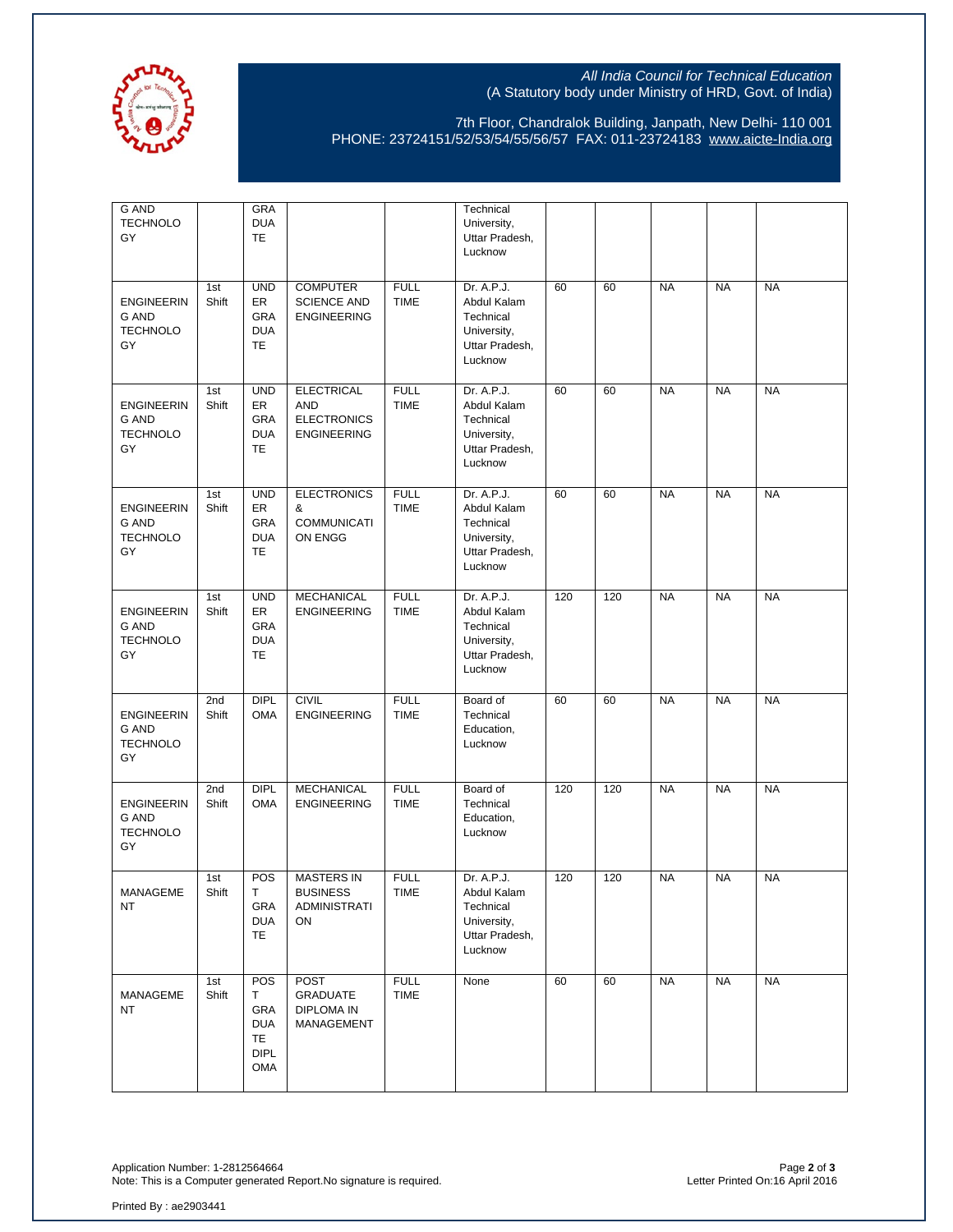All India Council for Technical Education
(A Statutory body under Ministry of HRD, Govt. of India)

7th Floor, Chandralok Building, Janpath, New Delhi- 110 001
PHONE: 23724151/52/53/54/55/56/57 FAX: 011-23724183 www.aicte-India.org

| | | | | | | | | | | |
|---|---|---|---|---|---|---|---|---|---|---|
| G AND TECHNOLOGY | | GRADUATE | | | Technical University, Uttar Pradesh, Lucknow | | | | | |
| ENGINEERING AND TECHNOLOGY | 1st Shift | UNDER GRADUATE | COMPUTER SCIENCE AND ENGINEERING | FULL TIME | Dr. A.P.J. Abdul Kalam Technical University, Uttar Pradesh, Lucknow | 60 | 60 | NA | NA | NA |
| ENGINEERING AND TECHNOLOGY | 1st Shift | UNDER GRADUATE | ELECTRICAL AND ELECTRONICS ENGINEERING | FULL TIME | Dr. A.P.J. Abdul Kalam Technical University, Uttar Pradesh, Lucknow | 60 | 60 | NA | NA | NA |
| ENGINEERING AND TECHNOLOGY | 1st Shift | UNDER GRADUATE | ELECTRONICS & COMMUNICATION ENGG | FULL TIME | Dr. A.P.J. Abdul Kalam Technical University, Uttar Pradesh, Lucknow | 60 | 60 | NA | NA | NA |
| ENGINEERING AND TECHNOLOGY | 1st Shift | UNDER GRADUATE | MECHANICAL ENGINEERING | FULL TIME | Dr. A.P.J. Abdul Kalam Technical University, Uttar Pradesh, Lucknow | 120 | 120 | NA | NA | NA |
| ENGINEERING AND TECHNOLOGY | 2nd Shift | DIPLOMA | CIVIL ENGINEERING | FULL TIME | Board of Technical Education, Lucknow | 60 | 60 | NA | NA | NA |
| ENGINEERING AND TECHNOLOGY | 2nd Shift | DIPLOMA | MECHANICAL ENGINEERING | FULL TIME | Board of Technical Education, Lucknow | 120 | 120 | NA | NA | NA |
| MANAGEMENT | 1st Shift | POST GRADUATE | MASTERS IN BUSINESS ADMINISTRATION | FULL TIME | Dr. A.P.J. Abdul Kalam Technical University, Uttar Pradesh, Lucknow | 120 | 120 | NA | NA | NA |
| MANAGEMENT | 1st Shift | POST GRADUATE DIPLOMA | POST GRADUATE DIPLOMA IN MANAGEMENT | FULL TIME | None | 60 | 60 | NA | NA | NA |

Application Number: 1-2812564664
Note: This is a Computer generated Report.No signature is required.

Letter Printed On:16 April 2016

Printed By : ae2903441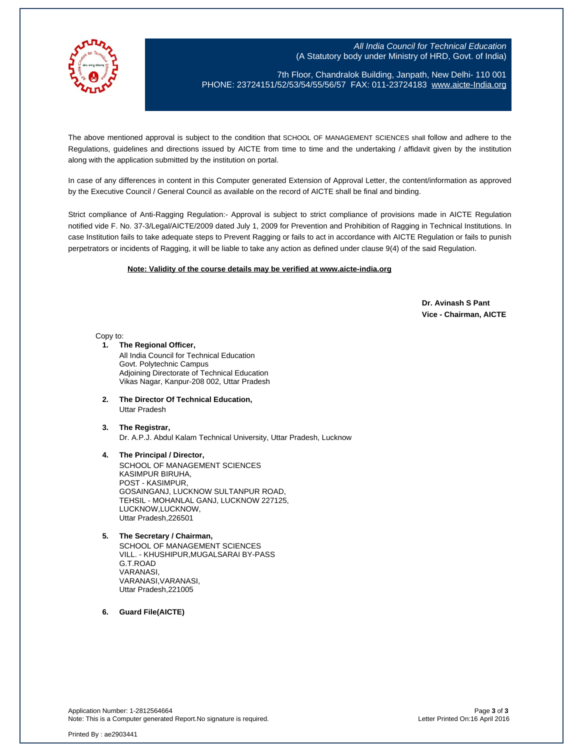*All India Council for Technical Education*
(A Statutory body under Ministry of HRD, Govt. of India)

7th Floor, Chandralok Building, Janpath, New Delhi- 110 001
PHONE: 23724151/52/53/54/55/56/57 FAX: 011-23724183 www.aicte-India.org

The above mentioned approval is subject to the condition that SCHOOL OF MANAGEMENT SCIENCES shall follow and adhere to the Regulations, guidelines and directions issued by AICTE from time to time and the undertaking / affidavit given by the institution along with the application submitted by the institution on portal.

In case of any differences in content in this Computer generated Extension of Approval Letter, the content/information as approved by the Executive Council / General Council as available on the record of AICTE shall be final and binding.

Strict compliance of Anti-Ragging Regulation:- Approval is subject to strict compliance of provisions made in AICTE Regulation notified vide F. No. 37-3/Legal/AICTE/2009 dated July 1, 2009 for Prevention and Prohibition of Ragging in Technical Institutions. In case Institution fails to take adequate steps to Prevent Ragging or fails to act in accordance with AICTE Regulation or fails to punish perpetrators or incidents of Ragging, it will be liable to take any action as defined under clause 9(4) of the said Regulation.

**Note: Validity of the course details may be verified at www.aicte-india.org**

**Dr. Avinash S Pant**
**Vice - Chairman, AICTE**

Copy to:

1. **The Regional Officer,**
   All India Council for Technical Education
   Govt. Polytechnic Campus
   Adjoining Directorate of Technical Education
   Vikas Nagar, Kanpur-208 002, Uttar Pradesh

2. **The Director Of Technical Education,**
   Uttar Pradesh

3. **The Registrar,**
   Dr. A.P.J. Abdul Kalam Technical University, Uttar Pradesh, Lucknow

4. **The Principal / Director,**
   SCHOOL OF MANAGEMENT SCIENCES
   KASIMPUR BIRUHA,
   POST - KASIMPUR,
   GOSAINGANJ, LUCKNOW SULTANPUR ROAD,
   TEHSIL - MOHANLAL GANJ, LUCKNOW 227125,
   LUCKNOW,LUCKNOW,
   Uttar Pradesh,226501

5. **The Secretary / Chairman,**
   SCHOOL OF MANAGEMENT SCIENCES
   VILL. - KHUSHIPUR,MUGALSARAI BY-PASS
   G.T.ROAD
   VARANASI,
   VARANASI,VARANASI,
   Uttar Pradesh,221005

6. **Guard File(AICTE)**

Application Number: 1-2812564664
Note: This is a Computer generated Report.No signature is required.

Letter Printed On:16 April 2016

Printed By : ae2903441